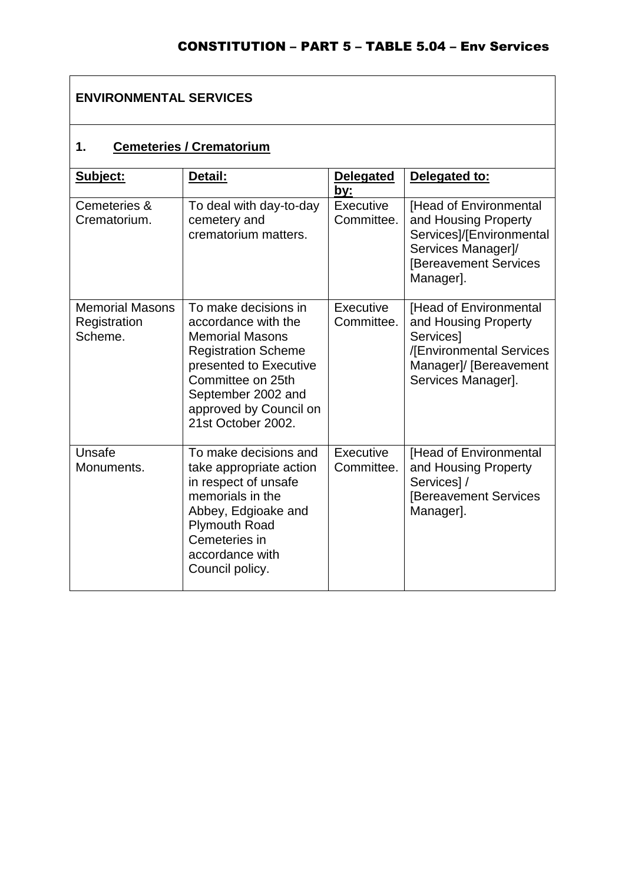## ENVIRONMENTAL SERVICES

### 1. Cemeteries / Crematorium

| Subject: | Detail: | Delegated by: | Delegated to: |
|---|---|---|---|
| Cemeteries & Crematorium. | To deal with day-to-day cemetery and crematorium matters. | Executive Committee. | [Head of Environmental and Housing Property Services]/[Environmental Services Manager]/ [Bereavement Services Manager]. |
| Memorial Masons Registration Scheme. | To make decisions in accordance with the Memorial Masons Registration Scheme presented to Executive Committee on 25th September 2002 and approved by Council on 21st October 2002. | Executive Committee. | [Head of Environmental and Housing Property Services] /[Environmental Services Manager]/ [Bereavement Services Manager]. |
| Unsafe Monuments. | To make decisions and take appropriate action in respect of unsafe memorials in the Abbey, Edgioake and Plymouth Road Cemeteries in accordance with Council policy. | Executive Committee. | [Head of Environmental and Housing Property Services] / [Bereavement Services Manager]. |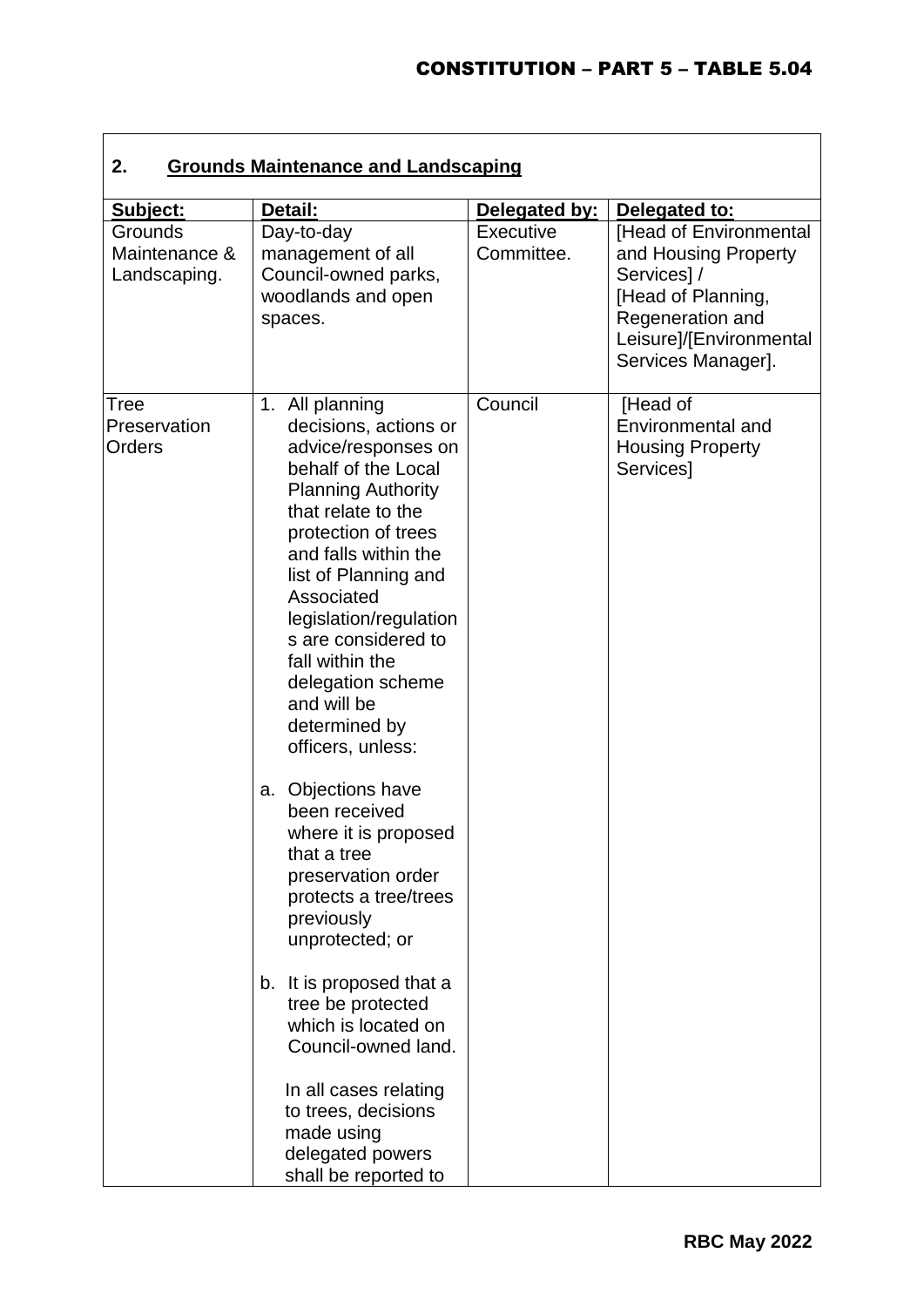## 2. Grounds Maintenance and Landscaping

| Subject: | Detail: | Delegated by: | Delegated to: |
|---|---|---|---|
| Grounds Maintenance & Landscaping. | Day-to-day management of all Council-owned parks, woodlands and open spaces. | Executive Committee. | [Head of Environmental and Housing Property Services] / [Head of Planning, Regeneration and Leisure]/[Environmental Services Manager]. |
| Tree Preservation Orders | 1. All planning decisions, actions or advice/responses on behalf of the Local Planning Authority that relate to the protection of trees and falls within the list of Planning and Associated legislation/regulations are considered to fall within the delegation scheme and will be determined by officers, unless:<br><br>a. Objections have been received where it is proposed that a tree preservation order protects a tree/trees previously unprotected; or<br><br>b. It is proposed that a tree be protected which is located on Council-owned land.<br><br>In all cases relating to trees, decisions made using delegated powers shall be reported to | Council | [Head of Environmental and Housing Property Services] |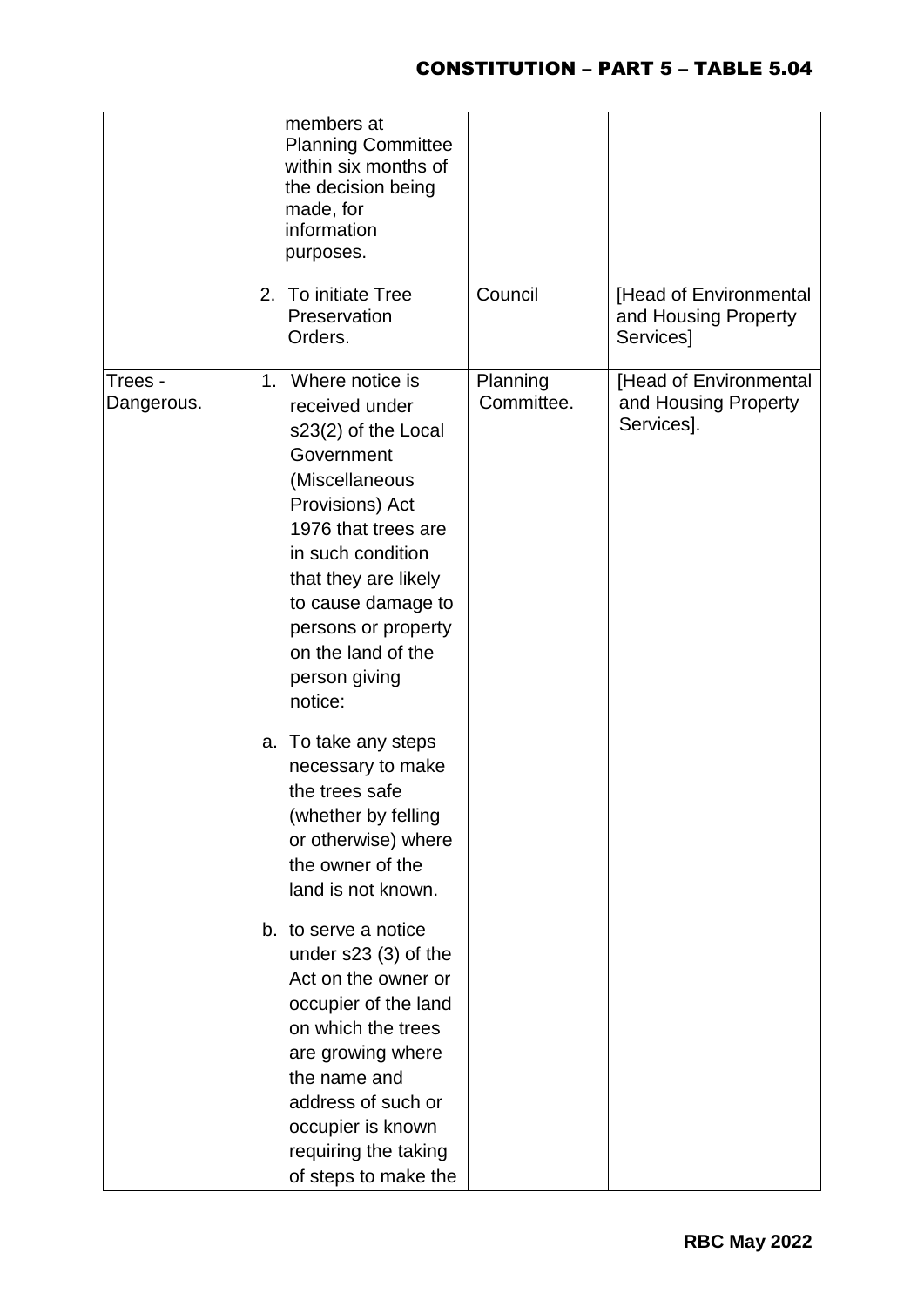| | | | |
|---|---|---|---|
| | members at Planning Committee within six months of the decision being made, for information purposes.<br><br>2. To initiate Tree Preservation Orders. | <br><br><br><br>Council | <br><br><br><br>[Head of Environmental and Housing Property Services] |
| Trees - Dangerous. | 1. Where notice is received under s23(2) of the Local Government (Miscellaneous Provisions) Act 1976 that trees are in such condition that they are likely to cause damage to persons or property on the land of the person giving notice:<br><br>a. To take any steps necessary to make the trees safe (whether by felling or otherwise) where the owner of the land is not known.<br><br>b. to serve a notice under s23 (3) of the Act on the owner or occupier of the land on which the trees are growing where the name and address of such or occupier is known requiring the taking of steps to make the | Planning Committee. | [Head of Environmental and Housing Property Services]. |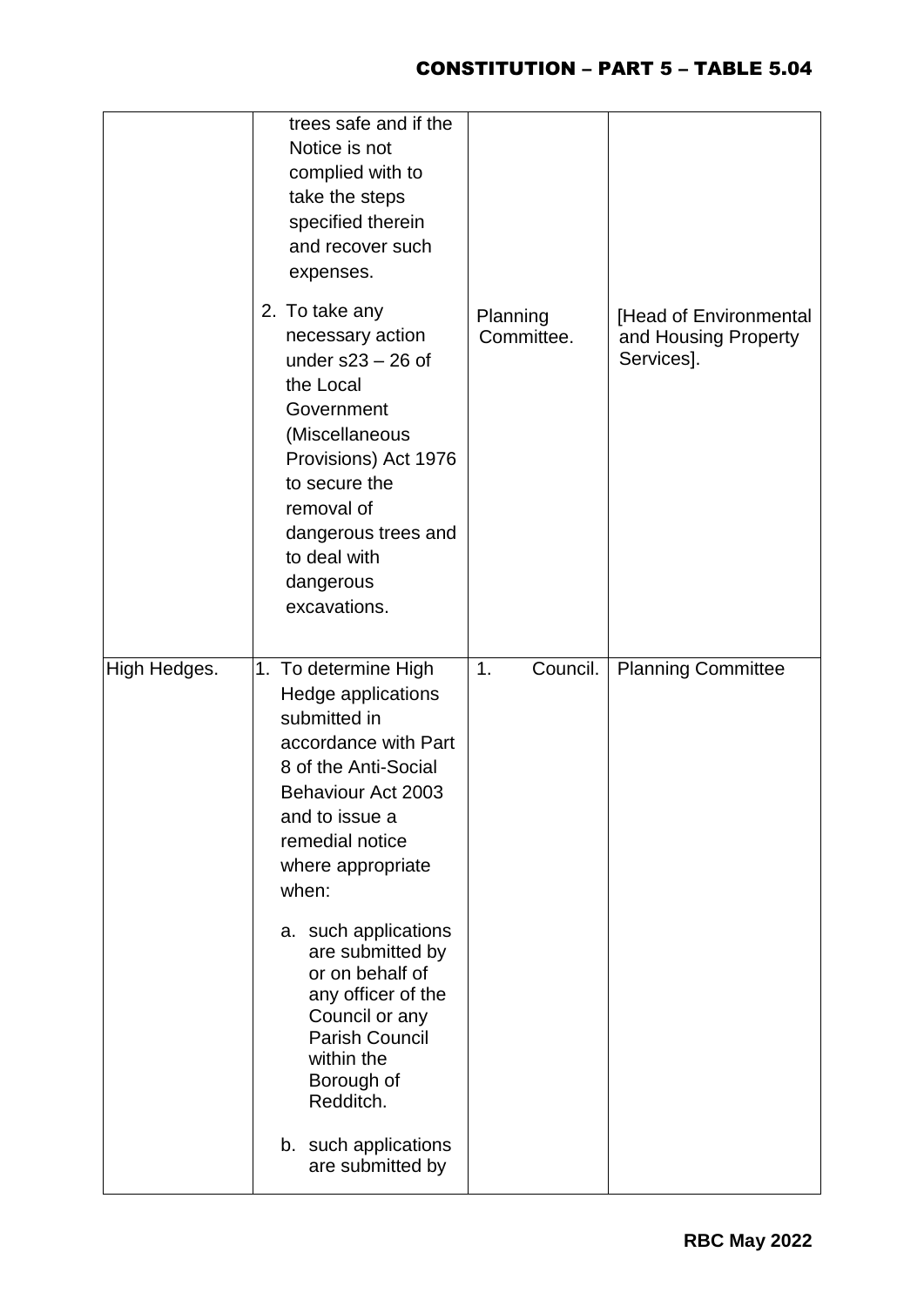| | | | |
|---|---|---|---|
| | trees safe and if the Notice is not complied with to take the steps specified therein and recover such expenses.<br><br>2. To take any necessary action under s23 – 26 of the Local Government (Miscellaneous Provisions) Act 1976 to secure the removal of dangerous trees and to deal with dangerous excavations. | <br><br><br><br><br><br>Planning Committee. | <br><br><br><br><br><br>[Head of Environmental and Housing Property Services]. |
| High Hedges. | 1. To determine High Hedge applications submitted in accordance with Part 8 of the Anti-Social Behaviour Act 2003 and to issue a remedial notice where appropriate when:<br><br>a. such applications are submitted by or on behalf of any officer of the Council or any Parish Council within the Borough of Redditch.<br><br>b. such applications are submitted by | 1. Council. | Planning Committee |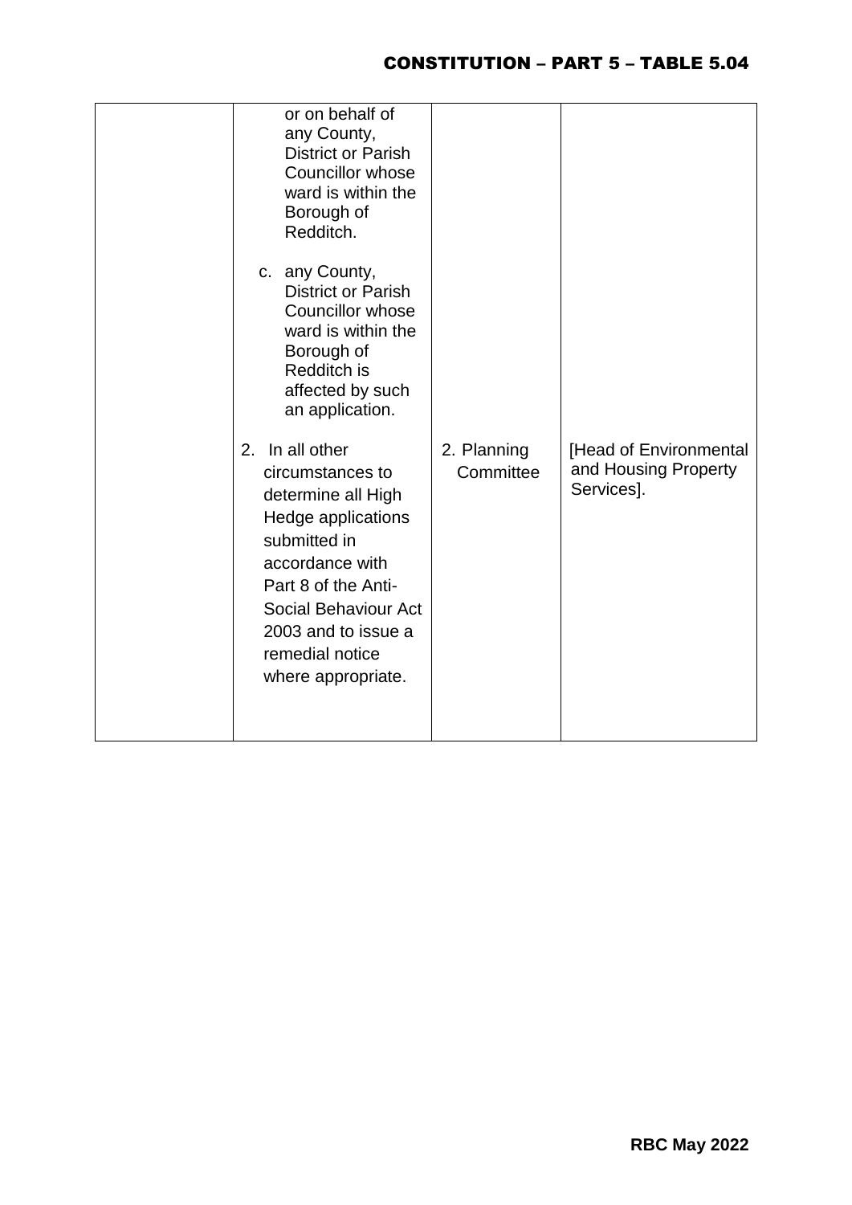| | | | |
|---|---|---|---|
| | or on behalf of any County, District or Parish Councillor whose ward is within the Borough of Redditch.<br><br>c. any County, District or Parish Councillor whose ward is within the Borough of Redditch is affected by such an application.<br><br>2. In all other circumstances to determine all High Hedge applications submitted in accordance with Part 8 of the Anti-Social Behaviour Act 2003 and to issue a remedial notice where appropriate. | 2. Planning Committee | [Head of Environmental and Housing Property Services]. |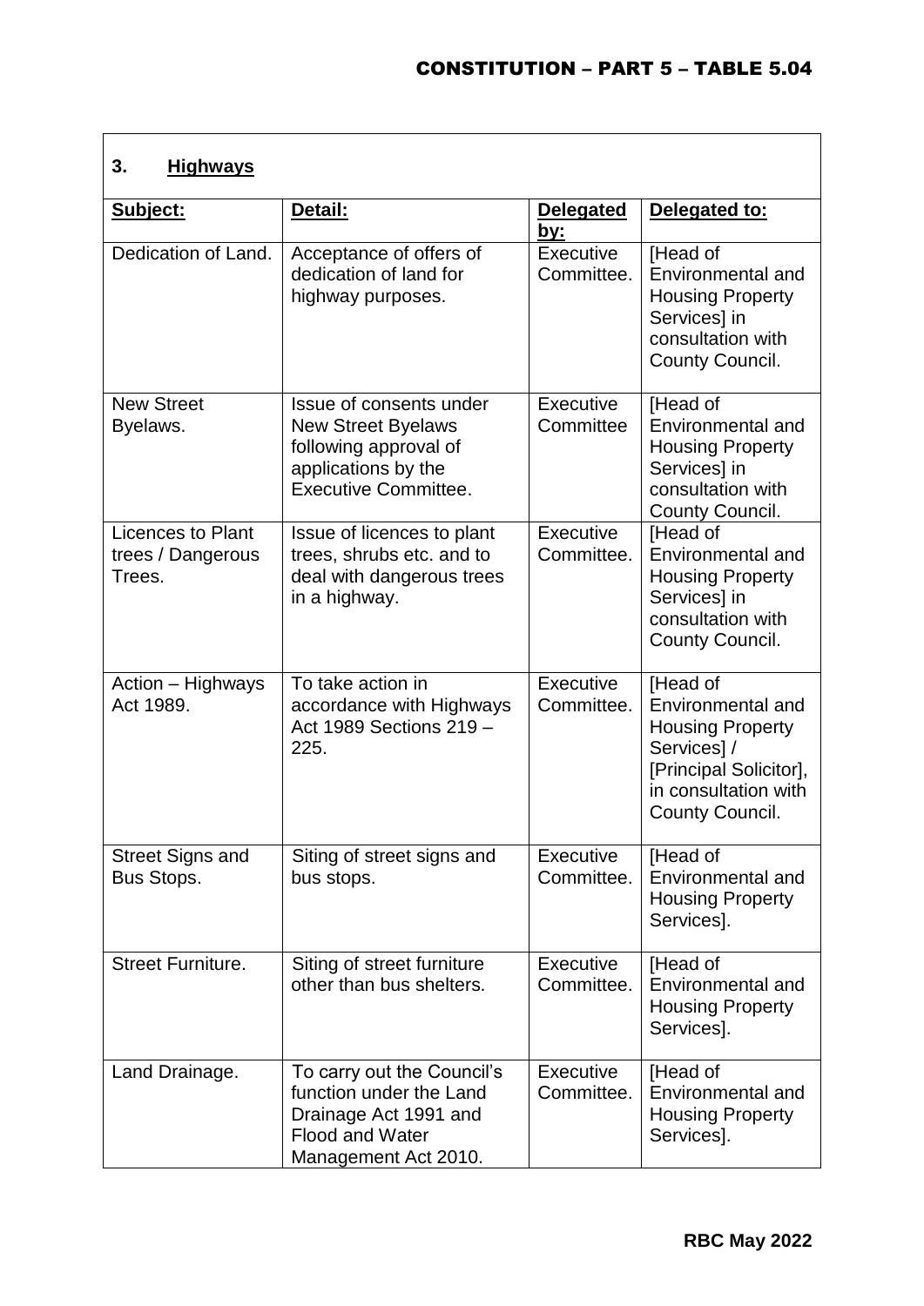## 3. Highways

| Subject: | Detail: | Delegated by: | Delegated to: |
|---|---|---|---|
| Dedication of Land. | Acceptance of offers of dedication of land for highway purposes. | Executive Committee. | [Head of Environmental and Housing Property Services] in consultation with County Council. |
| New Street Byelaws. | Issue of consents under New Street Byelaws following approval of applications by the Executive Committee. | Executive Committee | [Head of Environmental and Housing Property Services] in consultation with County Council. |
| Licences to Plant trees / Dangerous Trees. | Issue of licences to plant trees, shrubs etc. and to deal with dangerous trees in a highway. | Executive Committee. | [Head of Environmental and Housing Property Services] in consultation with County Council. |
| Action – Highways Act 1989. | To take action in accordance with Highways Act 1989 Sections 219 – 225. | Executive Committee. | [Head of Environmental and Housing Property Services] / [Principal Solicitor], in consultation with County Council. |
| Street Signs and Bus Stops. | Siting of street signs and bus stops. | Executive Committee. | [Head of Environmental and Housing Property Services]. |
| Street Furniture. | Siting of street furniture other than bus shelters. | Executive Committee. | [Head of Environmental and Housing Property Services]. |
| Land Drainage. | To carry out the Council's function under the Land Drainage Act 1991 and Flood and Water Management Act 2010. | Executive Committee. | [Head of Environmental and Housing Property Services]. |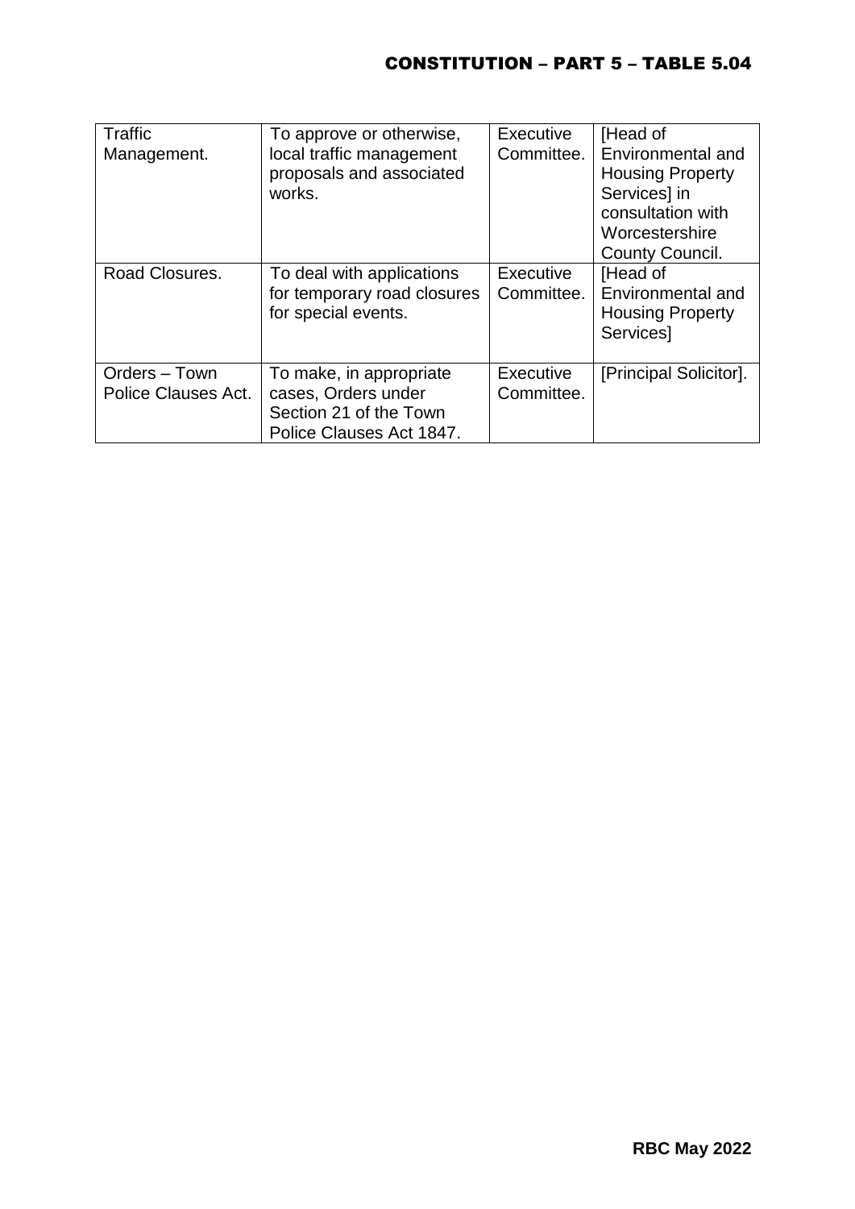| Traffic Management. | To approve or otherwise, local traffic management proposals and associated works. | Executive Committee. | [Head of Environmental and Housing Property Services] in consultation with Worcestershire County Council. |
|---|---|---|---|
| Road Closures. | To deal with applications for temporary road closures for special events. | Executive Committee. | [Head of Environmental and Housing Property Services] |
| Orders – Town Police Clauses Act. | To make, in appropriate cases, Orders under Section 21 of the Town Police Clauses Act 1847. | Executive Committee. | [Principal Solicitor]. |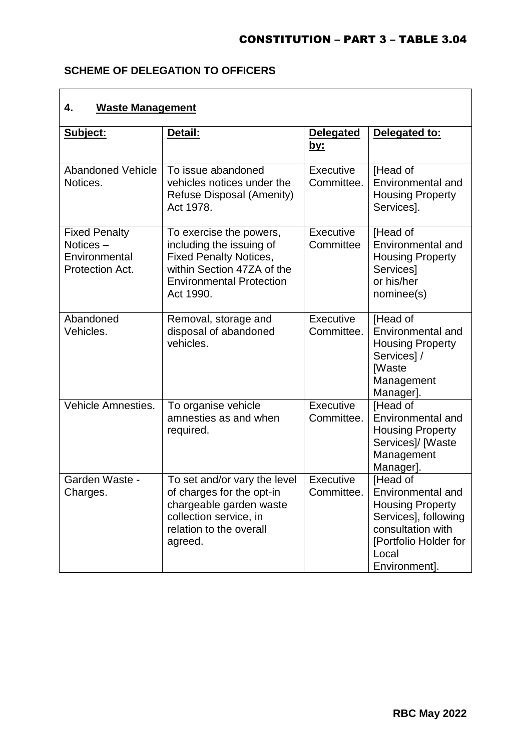## SCHEME OF DELEGATION TO OFFICERS

| 4. **Waste Management** | | | |
|---|---|---|---|
| **Subject:** | **Detail:** | **Delegated by:** | **Delegated to:** |
| Abandoned Vehicle Notices. | To issue abandoned vehicles notices under the Refuse Disposal (Amenity) Act 1978. | Executive Committee. | [Head of Environmental and Housing Property Services]. |
| Fixed Penalty Notices – Environmental Protection Act. | To exercise the powers, including the issuing of Fixed Penalty Notices, within Section 47ZA of the Environmental Protection Act 1990. | Executive Committee | [Head of Environmental and Housing Property Services] or his/her nominee(s) |
| Abandoned Vehicles. | Removal, storage and disposal of abandoned vehicles. | Executive Committee. | [Head of Environmental and Housing Property Services] / [Waste Management Manager]. |
| Vehicle Amnesties. | To organise vehicle amnesties as and when required. | Executive Committee. | [Head of Environmental and Housing Property Services]/ [Waste Management Manager]. |
| Garden Waste - Charges. | To set and/or vary the level of charges for the opt-in chargeable garden waste collection service, in relation to the overall agreed. | Executive Committee. | [Head of Environmental and Housing Property Services], following consultation with [Portfolio Holder for Local Environment]. |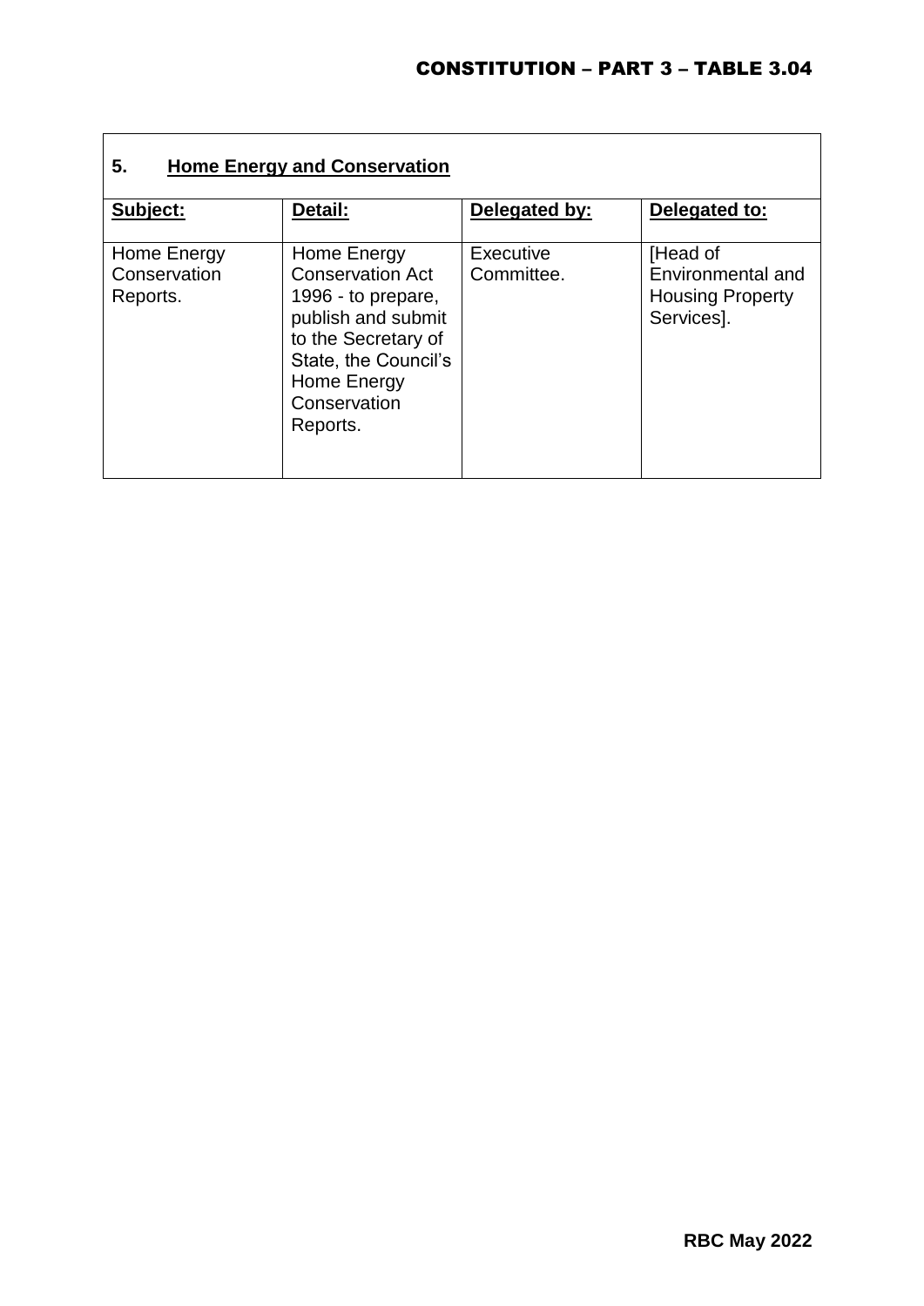| 5. **Home Energy and Conservation** | | | |
|---|---|---|---|
| **Subject:** | **Detail:** | **Delegated by:** | **Delegated to:** |
| Home Energy Conservation Reports. | Home Energy Conservation Act 1996 - to prepare, publish and submit to the Secretary of State, the Council's Home Energy Conservation Reports. | Executive Committee. | [Head of Environmental and Housing Property Services]. |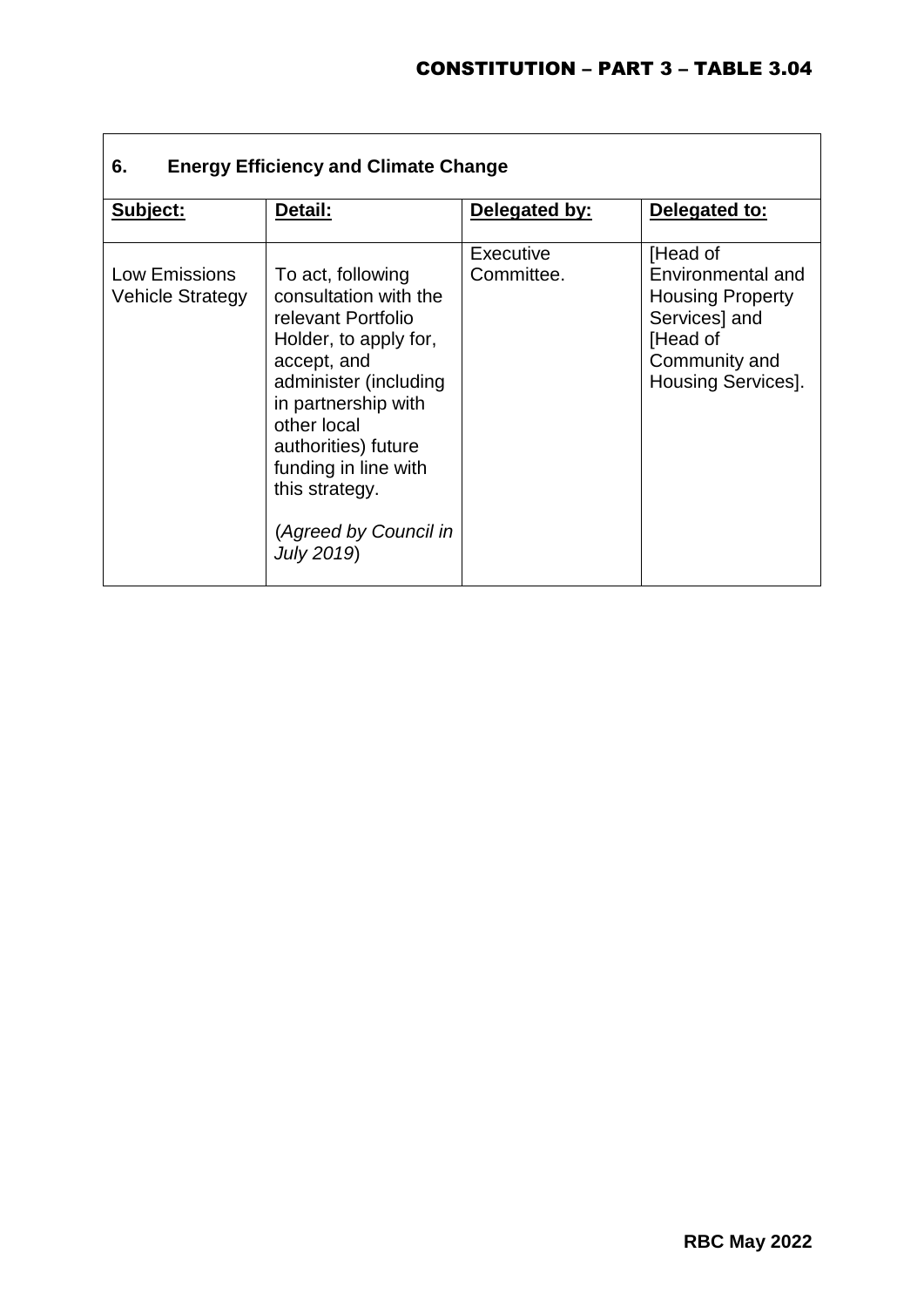| 6. Energy Efficiency and Climate Change | | | |
|---|---|---|---|
| **Subject:** | **Detail:** | **Delegated by:** | **Delegated to:** |
| Low Emissions Vehicle Strategy | To act, following consultation with the relevant Portfolio Holder, to apply for, accept, and administer (including in partnership with other local authorities) future funding in line with this strategy.<br><br>(*Agreed by Council in July 2019*) | Executive Committee. | [Head of Environmental and Housing Property Services] and [Head of Community and Housing Services]. |